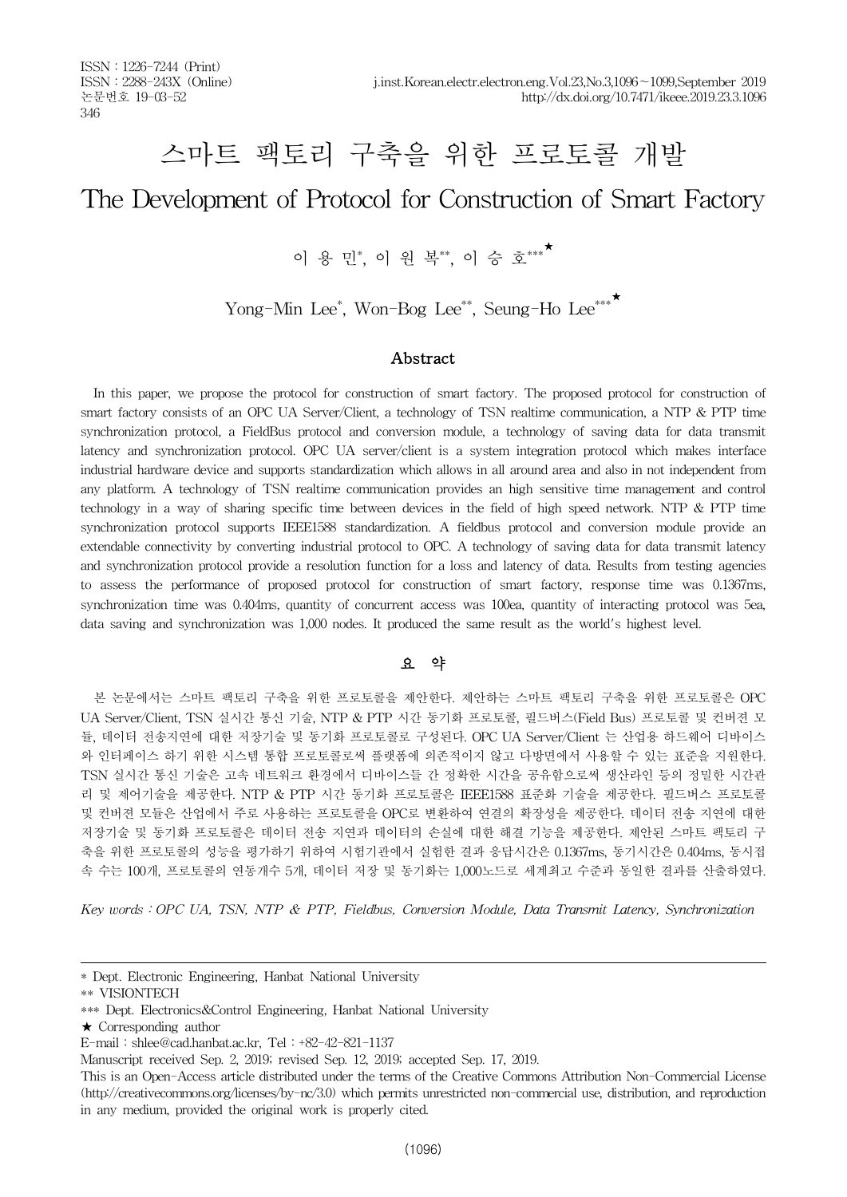ISSN : 1226-7244 (Print)
ISSN : 2288-243X (Online)
논문번호 19-03-52
346

# 스마트 팩토리 구축을 위한 프로토콜 개발

# The Development of Protocol for Construction of Smart Factory

이 용 민[*], 이 원 복[**], 이 승 호[***★]

Yong-Min Lee[*], Won-Bog Lee[**], Seung-Ho Lee[***★]

## Abstract

In this paper, we propose the protocol for construction of smart factory. The proposed protocol for construction of smart factory consists of an OPC UA Server/Client, a technology of TSN realtime communication, a NTP & PTP time synchronization protocol, a FieldBus protocol and conversion module, a technology of saving data for data transmit latency and synchronization protocol. OPC UA server/client is a system integration protocol which makes interface industrial hardware device and supports standardization which allows in all around area and also in not independent from any platform. A technology of TSN realtime communication provides an high sensitive time management and control technology in a way of sharing specific time between devices in the field of high speed network. NTP & PTP time synchronization protocol supports IEEE1588 standardization. A fieldbus protocol and conversion module provide an extendable connectivity by converting industrial protocol to OPC. A technology of saving data for data transmit latency and synchronization protocol provide a resolution function for a loss and latency of data. Results from testing agencies to assess the performance of proposed protocol for construction of smart factory, response time was 0.1367ms, synchronization time was 0.404ms, quantity of concurrent access was 100ea, quantity of interacting protocol was 5ea, data saving and synchronization was 1,000 nodes. It produced the same result as the world's highest level.

## 요 약

본 논문에서는 스마트 팩토리 구축을 위한 프로토콜을 제안한다. 제안하는 스마트 팩토리 구축을 위한 프로토콜은 OPC UA Server/Client, TSN 실시간 통신 기술, NTP & PTP 시간 동기화 프로토콜, 필드버스(Field Bus) 프로토콜 및 컨버전 모듈, 데이터 전송지연에 대한 저장기술 및 동기화 프로토콜로 구성된다. OPC UA Server/Client 는 산업용 하드웨어 디바이스와 인터페이스 하기 위한 시스템 통합 프로토콜로써 플랫폼에 의존적이지 않고 다방면에서 사용할 수 있는 표준을 지원한다. TSN 실시간 통신 기술은 고속 네트워크 환경에서 디바이스들 간 정확한 시간을 공유함으로써 생산라인 등의 정밀한 시간관리 및 제어기술을 제공한다. NTP & PTP 시간 동기화 프로토콜은 IEEE1588 표준화 기술을 제공한다. 필드버스 프로토콜 및 컨버전 모듈은 산업에서 주로 사용하는 프로토콜을 OPC로 변환하여 연결의 확장성을 제공한다. 데이터 전송 지연에 대한 저장기술 및 동기화 프로토콜은 데이터 전송 지연과 데이터의 손실에 대한 해결 기능을 제공한다. 제안된 스마트 팩토리 구축을 위한 프로토콜의 성능을 평가하기 위하여 시험기관에서 실험한 결과 응답시간은 0.1367ms, 동기시간은 0.404ms, 동시접속 수는 100개, 프로토콜의 연동개수 5개, 데이터 저장 및 동기화는 1,000노드로 세계최고 수준과 동일한 결과를 산출하였다.

*Key words : OPC UA, TSN, NTP & PTP, Fieldbus, Conversion Module, Data Transmit Latency, Synchronization*

---

* Dept. Electronic Engineering, Hanbat National University
** VISIONTECH
*** Dept. Electronics&Control Engineering, Hanbat National University
★ Corresponding author
E-mail : shlee@cad.hanbat.ac.kr, Tel : +82-42-821-1137
Manuscript received Sep. 2, 2019; revised Sep. 12, 2019; accepted Sep. 17, 2019.
This is an Open-Access article distributed under the terms of the Creative Commons Attribution Non-Commercial License (http://creativecommons.org/licenses/by-nc/3.0) which permits unrestricted non-commercial use, distribution, and reproduction in any medium, provided the original work is properly cited.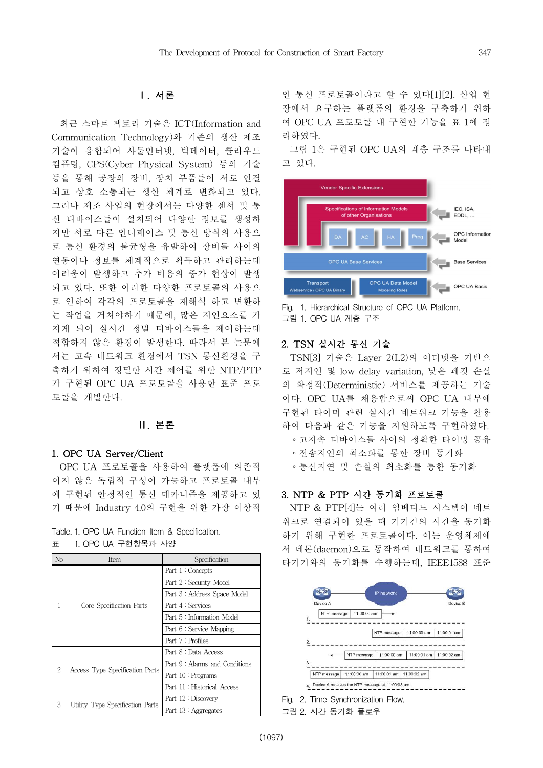## Ⅰ. 서론

최근 스마트 팩토리 기술은 ICT(Information and Communication Technology)와 기존의 생산 제조 기술이 융합되어 사물인터넷, 빅데이터, 클라우드 컴퓨팅, CPS(Cyber-Physical System) 등의 기술 등을 통해 공장의 장비, 장치 부품들이 서로 연결되고 상호 소통되는 생산 체계로 변화되고 있다. 그러나 제조 사업의 현장에서는 다양한 센서 및 통신 디바이스들이 설치되어 다양한 정보를 생성하지만 서로 다른 인터페이스 및 통신 방식의 사용으로 통신 환경의 불균형을 유발하여 장비들 사이의 연동이나 정보를 체계적으로 획득하고 관리하는데 어려움이 발생하고 추가 비용의 증가 현상이 발생되고 있다. 또한 이러한 다양한 프로토콜의 사용으로 인하여 각각의 프로토콜을 재해석 하고 변환하는 작업을 거쳐야하기 때문에, 많은 지연요소를 가지게 되어 실시간 정밀 디바이스들을 제어하는데 적합하지 않은 환경이 발생한다. 따라서 본 논문에서는 고속 네트워크 환경에서 TSN 통신환경을 구축하기 위하여 정밀한 시간 제어를 위한 NTP/PTP가 구현된 OPC UA 프로토콜을 사용한 표준 프로토콜을 개발한다.

## Ⅱ. 본론

### 1. OPC UA Server/Client

OPC UA 프로토콜을 사용하여 플랫폼에 의존적이지 않은 독립적 구성이 가능하고 프로토콜 내부에 구현된 안정적인 통신 메커니즘을 제공하고 있기 때문에 Industry 4.0의 구현을 위한 가장 이상적인 통신 프로토콜이라고 할 수 있다[1][2]. 산업 현장에서 요구하는 플랫폼의 환경을 구축하기 위하여 OPC UA 프로토콜 내 구현한 기능을 표 1에 정리하였다.

Table. 1. OPC UA Function Item & Specification.
표 1. OPC UA 구현항목과 사양

| No | Item | Specification |
|---|---|---|
| 1 | Core Specification Parts | Part 1 : Concepts |
| | | Part 2 : Security Model |
| | | Part 3 : Address Space Model |
| | | Part 4 : Services |
| | | Part 5 : Information Model |
| | | Part 6 : Service Mapping |
| | | Part 7 : Profiles |
| 2 | Access Type Specification Parts | Part 8 : Data Access |
| | | Part 9 : Alarms and Conditions |
| | | Part 10 : Programs |
| | | Part 11 : Historical Access |
| 3 | Utility Type Specification Parts | Part 12 : Discovery |
| | | Part 13 : Aggregates |

그림 1은 구현된 OPC UA의 계층 구조를 나타내고 있다.

Fig. 1. Hierarchical Structure of OPC UA Platform.
그림 1. OPC UA 계층 구조

### 2. TSN 실시간 통신 기술

TSN[3] 기술은 Layer 2(L2)의 이더넷을 기반으로 저지연 및 low delay variation, 낮은 패킷 손실의 확정적(Deterministic) 서비스를 제공하는 기술이다. OPC UA를 채용함으로써 OPC UA 내부에 구현된 타이머 관련 실시간 네트워크 기능을 활용하여 다음과 같은 기능을 지원하도록 구현하였다.

- 고저속 디바이스들 사이의 정확한 타이밍 공유
- 전송지연의 최소화를 통한 장비 동기화
- 통신지연 및 손실의 최소화를 통한 동기화

### 3. NTP & PTP 시간 동기화 프로토콜

NTP & PTP[4]는 여러 임베디드 시스템이 네트워크로 연결되어 있을 때 기기간의 시간을 동기화하기 위해 구현된 프로토콜이다. 이는 운영체제에서 데몬(daemon)으로 동작하여 네트워크를 통하여 타기기와의 동기화를 수행하는데, IEEE1588 표준

Fig. 2. Time Synchronization Flow.
그림 2. 시간 동기화 플로우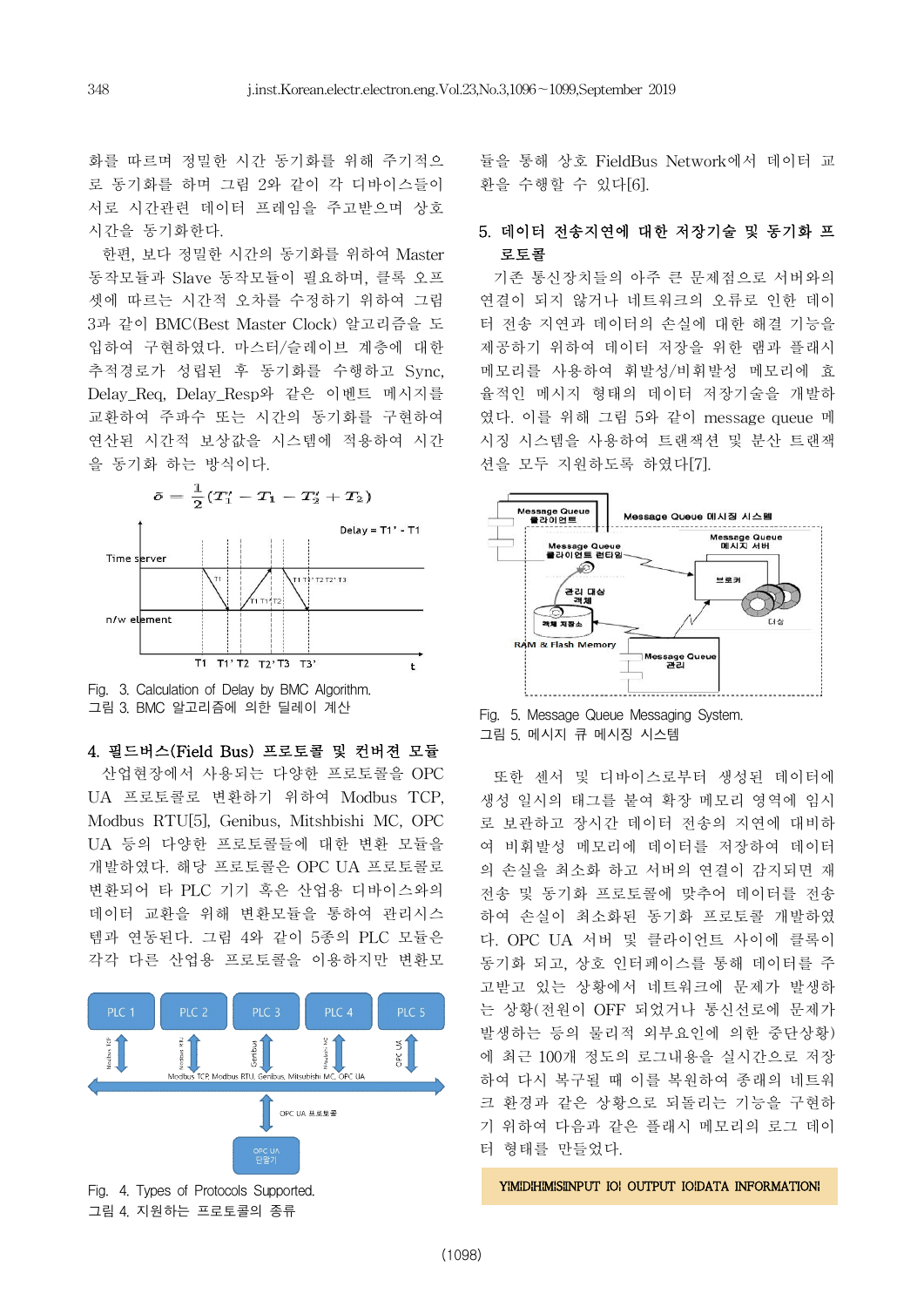화를 따르며 정밀한 시간 동기화를 위해 주기적으로 동기화를 하며 그림 2와 같이 각 디바이스들이 서로 시간관련 데이터 프레임을 주고받으며 상호 시간을 동기화한다.

한편, 보다 정밀한 시간의 동기화를 위하여 Master 동작모듈과 Slave 동작모듈이 필요하며, 클록 오프셋에 따르는 시간적 오차를 수정하기 위하여 그림 3과 같이 BMC(Best Master Clock) 알고리즘을 도입하여 구현하였다. 마스터/슬레이브 계층에 대한 추적경로가 성립된 후 동기화를 수행하고 Sync, Delay_Req, Delay_Resp와 같은 이벤트 메시지를 교환하여 주파수 또는 시간의 동기화를 구현하여 연산된 시간적 보상값을 시스템에 적용하여 시간을 동기화 하는 방식이다.

$$\delta = \frac{1}{2}(T_1' - T_1 - T_2' + T_2)$$

Fig. 3. Calculation of Delay by BMC Algorithm.
그림 3. BMC 알고리즘에 의한 딜레이 계산

## 4. 필드버스(Field Bus) 프로토콜 및 컨버젼 모듈

산업현장에서 사용되는 다양한 프로토콜을 OPC UA 프로토콜로 변환하기 위하여 Modbus TCP, Modbus RTU[5], Genibus, Mitshbishi MC, OPC UA 등의 다양한 프로토콜들에 대한 변환 모듈을 개발하였다. 해당 프로토콜은 OPC UA 프로토콜로 변환되어 타 PLC 기기 혹은 산업용 디바이스와의 데이터 교환을 위해 변환모듈을 통하여 관리시스템과 연동된다. 그림 4와 같이 5종의 PLC 모듈은 각각 다른 산업용 프로토콜을 이용하지만 변환모듈을 통해 상호 FieldBus Network에서 데이터 교환을 수행할 수 있다[6].

Fig. 4. Types of Protocols Supported.
그림 4. 지원하는 프로토콜의 종류

## 5. 데이터 전송지연에 대한 저장기술 및 동기화 프로토콜

기존 통신장치들의 아주 큰 문제점으로 서버와의 연결이 되지 않거나 네트워크의 오류로 인한 데이터 전송 지연과 데이터의 손실에 대한 해결 기능을 제공하기 위하여 데이터 저장을 위한 램과 플래시 메모리를 사용하여 휘발성/비휘발성 메모리에 효율적인 메시지 형태의 데이터 저장기술을 개발하였다. 이를 위해 그림 5와 같이 message queue 메시징 시스템을 사용하여 트랜잭션 및 분산 트랜잭션을 모두 지원하도록 하였다[7].

Fig. 5. Message Queue Messaging System.
그림 5. 메시지 큐 메시징 시스템

또한 센서 및 디바이스로부터 생성된 데이터에 생성 일시의 태그를 붙여 확장 메모리 영역에 임시로 보관하고 장시간 데이터 전송의 지연에 대비하여 비휘발성 메모리에 데이터를 저장하여 데이터의 손실을 최소화 하고 서버의 연결이 감지되면 재전송 및 동기화 프로토콜에 맞추어 데이터를 전송하여 손실이 최소화된 동기화 프로토콜 개발하였다. OPC UA 서버 및 클라이언트 사이에 클록이 동기화 되고, 상호 인터페이스를 통해 데이터를 주고받고 있는 상황에서 네트워크에 문제가 발생하는 상황(전원이 OFF 되었거나 통신선로에 문제가 발생하는 등의 물리적 외부요인에 의한 중단상황)에 최근 100개 정도의 로그내용을 실시간으로 저장하여 다시 복구될 때 이를 복원하여 종래의 네트워크 환경과 같은 상황으로 되돌리는 기능을 구현하기 위하여 다음과 같은 플래시 메모리의 로그 데이터 형태를 만들었다.

| Y\|M\|D\|H\|M\|S\|INPUT IO\| OUTPUT IO\|DATA INFORMATION\| |
|---|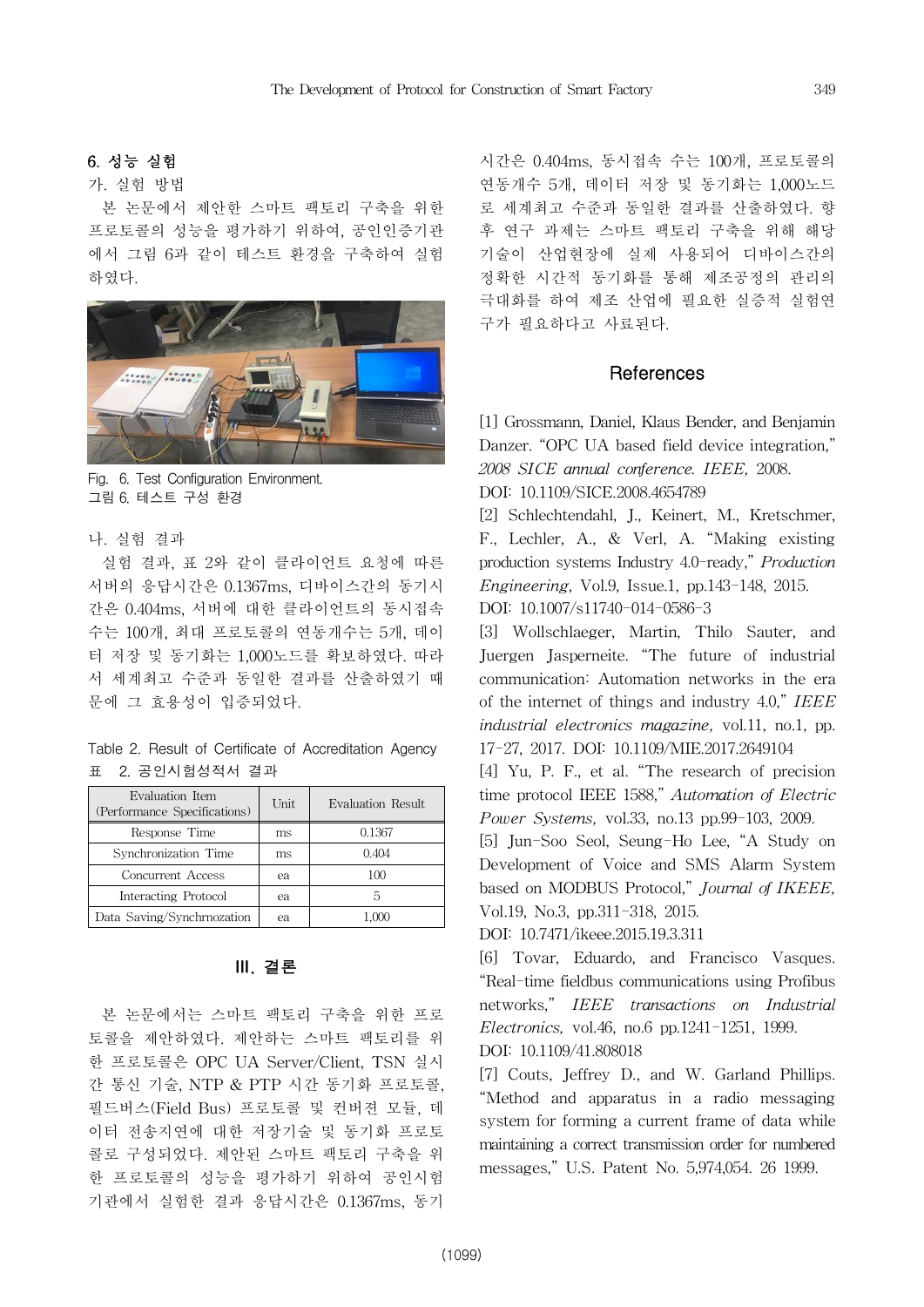## 6. 성능 실험

### 가. 실험 방법

본 논문에서 제안한 스마트 팩토리 구축을 위한 프로토콜의 성능을 평가하기 위하여, 공인인증기관에서 그림 6과 같이 테스트 환경을 구축하여 실험하였다.

Fig. 6. Test Configuration Environment.
그림 6. 테스트 구성 환경

### 나. 실험 결과

실험 결과, 표 2와 같이 클라이언트 요청에 따른 서버의 응답시간은 0.1367ms, 디바이스간의 동기시간은 0.404ms, 서버에 대한 클라이언트의 동시접속 수는 100개, 최대 프로토콜의 연동개수는 5개, 데이터 저장 및 동기화는 1,000노드를 확보하였다. 따라서 세계최고 수준과 동일한 결과를 산출하였기 때문에 그 효용성이 입증되었다.

Table 2. Result of Certificate of Accreditation Agency
표 2. 공인시험성적서 결과

| Evaluation Item (Performance Specifications) | Unit | Evaluation Result |
|---|---|---|
| Response Time | ms | 0.1367 |
| Synchronization Time | ms | 0.404 |
| Concurrent Access | ea | 100 |
| Interacting Protocol | ea | 5 |
| Data Saving/Synchrnozation | ea | 1,000 |

## III. 결론

본 논문에서는 스마트 팩토리 구축을 위한 프로토콜을 제안하였다. 제안하는 스마트 팩토리를 위한 프로토콜은 OPC UA Server/Client, TSN 실시간 통신 기술, NTP & PTP 시간 동기화 프로토콜, 필드버스(Field Bus) 프로토콜 및 컨버전 모듈, 데이터 전송지연에 대한 저장기술 및 동기화 프로토콜로 구성되었다. 제안된 스마트 팩토리 구축을 위한 프로토콜의 성능을 평가하기 위하여 공인시험기관에서 실험한 결과 응답시간은 0.1367ms, 동기시간은 0.404ms, 동시접속 수는 100개, 프로토콜의 연동개수 5개, 데이터 저장 및 동기화는 1,000노드로 세계최고 수준과 동일한 결과를 산출하였다. 향후 연구 과제는 스마트 팩토리 구축을 위해 해당 기술이 산업현장에 실제 사용되어 디바이스간의 정확한 시간적 동기화를 통해 제조공정의 관리의 극대화를 하여 제조 산업에 필요한 실증적 실험연구가 필요하다고 사료된다.

## References

[1] Grossmann, Daniel, Klaus Bender, and Benjamin Danzer. "OPC UA based field device integration," *2008 SICE annual conference. IEEE,* 2008. DOI: 10.1109/SICE.2008.4654789

[2] Schlechtendahl, J., Keinert, M., Kretschmer, F., Lechler, A., & Verl, A. "Making existing production systems Industry 4.0-ready," *Production Engineering*, Vol.9, Issue.1, pp.143-148, 2015. DOI: 10.1007/s11740-014-0586-3

[3] Wollschlaeger, Martin, Thilo Sauter, and Juergen Jasperneite. "The future of industrial communication: Automation networks in the era of the internet of things and industry 4.0," *IEEE industrial electronics magazine,* vol.11, no.1, pp. 17-27, 2017. DOI: 10.1109/MIE.2017.2649104

[4] Yu, P. F., et al. "The research of precision time protocol IEEE 1588," *Automation of Electric Power Systems,* vol.33, no.13 pp.99-103, 2009.

[5] Jun-Soo Seol, Seung-Ho Lee, "A Study on Development of Voice and SMS Alarm System based on MODBUS Protocol," *Journal of IKEEE,* Vol.19, No.3, pp.311-318, 2015. DOI: 10.7471/ikeee.2015.19.3.311

[6] Tovar, Eduardo, and Francisco Vasques. "Real-time fieldbus communications using Profibus networks," *IEEE transactions on Industrial Electronics,* vol.46, no.6 pp.1241-1251, 1999. DOI: 10.1109/41.808018

[7] Couts, Jeffrey D., and W. Garland Phillips. "Method and apparatus in a radio messaging system for forming a current frame of data while maintaining a correct transmission order for numbered messages," U.S. Patent No. 5,974,054. 26 1999.